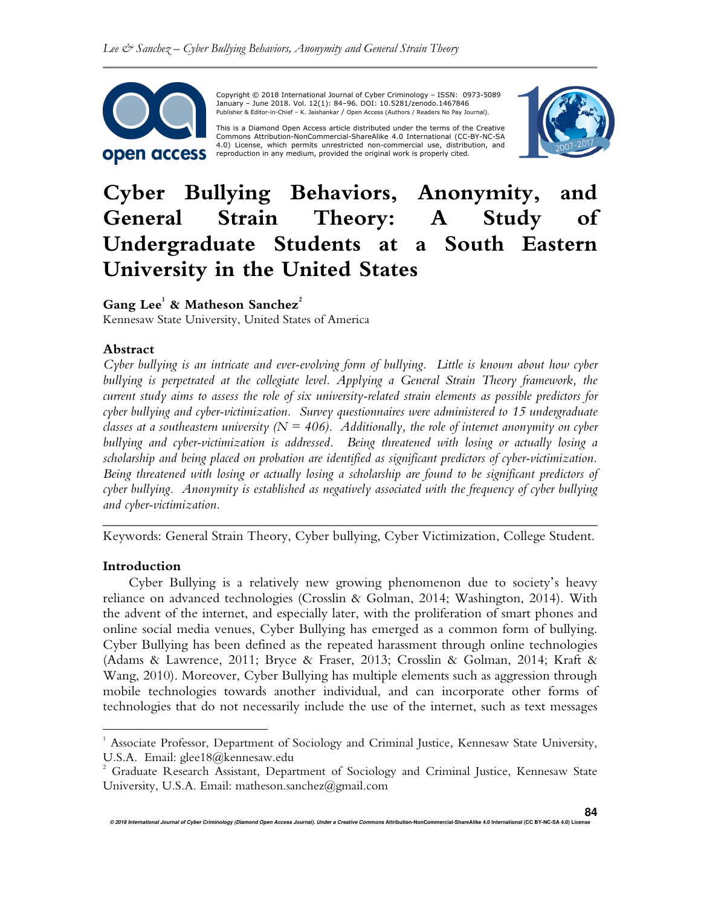Copyright © 2018 International Journal of Cyber Criminology – ISSN: 0973-5089 January – June 2018. Vol. 12(1): 84–96. DOI: 10.5281/zenodo.1467846
Publisher & Editor-in-Chief – K. Jaishankar / Open Access (Authors / Readers No Pay Journal).

This is a Diamond Open Access article distributed under the terms of the Creative Commons Attribution-NonCommercial-ShareAlike 4.0 International (CC-BY-NC-SA 4.0) License, which permits unrestricted non-commercial use, distribution, and reproduction in any medium, provided the original work is properly cited.

# Cyber Bullying Behaviors, Anonymity, and General Strain Theory: A Study of Undergraduate Students at a South Eastern University in the United States

**Gang Lee[1] & Matheson Sanchez[2]**
Kennesaw State University, United States of America

### Abstract

*Cyber bullying is an intricate and ever-evolving form of bullying. Little is known about how cyber bullying is perpetrated at the collegiate level. Applying a General Strain Theory framework, the current study aims to assess the role of six university-related strain elements as possible predictors for cyber bullying and cyber-victimization. Survey questionnaires were administered to 15 undergraduate classes at a southeastern university ($N = 406$). Additionally, the role of internet anonymity on cyber bullying and cyber-victimization is addressed. Being threatened with losing or actually losing a scholarship and being placed on probation are identified as significant predictors of cyber-victimization. Being threatened with losing or actually losing a scholarship are found to be significant predictors of cyber bullying. Anonymity is established as negatively associated with the frequency of cyber bullying and cyber-victimization.*

---

Keywords: General Strain Theory, Cyber bullying, Cyber Victimization, College Student.

### Introduction

Cyber Bullying is a relatively new growing phenomenon due to society's heavy reliance on advanced technologies (Crosslin & Golman, 2014; Washington, 2014). With the advent of the internet, and especially later, with the proliferation of smart phones and online social media venues, Cyber Bullying has emerged as a common form of bullying. Cyber Bullying has been defined as the repeated harassment through online technologies (Adams & Lawrence, 2011; Bryce & Fraser, 2013; Crosslin & Golman, 2014; Kraft & Wang, 2010). Moreover, Cyber Bullying has multiple elements such as aggression through mobile technologies towards another individual, and can incorporate other forms of technologies that do not necessarily include the use of the internet, such as text messages

---

[1] Associate Professor, Department of Sociology and Criminal Justice, Kennesaw State University, U.S.A. Email: glee18@kennesaw.edu

[2] Graduate Research Assistant, Department of Sociology and Criminal Justice, Kennesaw State University, U.S.A. Email: matheson.sanchez@gmail.com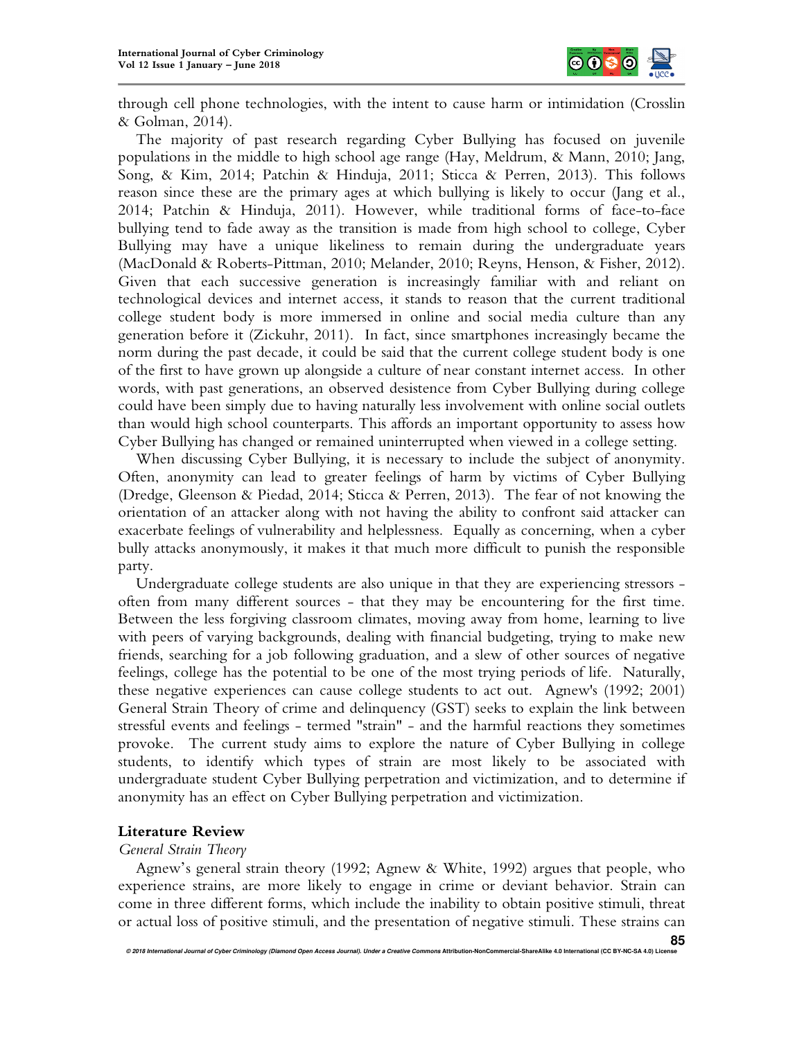through cell phone technologies, with the intent to cause harm or intimidation (Crosslin & Golman, 2014).

The majority of past research regarding Cyber Bullying has focused on juvenile populations in the middle to high school age range (Hay, Meldrum, & Mann, 2010; Jang, Song, & Kim, 2014; Patchin & Hinduja, 2011; Sticca & Perren, 2013). This follows reason since these are the primary ages at which bullying is likely to occur (Jang et al., 2014; Patchin & Hinduja, 2011). However, while traditional forms of face-to-face bullying tend to fade away as the transition is made from high school to college, Cyber Bullying may have a unique likeliness to remain during the undergraduate years (MacDonald & Roberts-Pittman, 2010; Melander, 2010; Reyns, Henson, & Fisher, 2012). Given that each successive generation is increasingly familiar with and reliant on technological devices and internet access, it stands to reason that the current traditional college student body is more immersed in online and social media culture than any generation before it (Zickuhr, 2011). In fact, since smartphones increasingly became the norm during the past decade, it could be said that the current college student body is one of the first to have grown up alongside a culture of near constant internet access. In other words, with past generations, an observed desistence from Cyber Bullying during college could have been simply due to having naturally less involvement with online social outlets than would high school counterparts. This affords an important opportunity to assess how Cyber Bullying has changed or remained uninterrupted when viewed in a college setting.

When discussing Cyber Bullying, it is necessary to include the subject of anonymity. Often, anonymity can lead to greater feelings of harm by victims of Cyber Bullying (Dredge, Gleenson & Piedad, 2014; Sticca & Perren, 2013). The fear of not knowing the orientation of an attacker along with not having the ability to confront said attacker can exacerbate feelings of vulnerability and helplessness. Equally as concerning, when a cyber bully attacks anonymously, it makes it that much more difficult to punish the responsible party.

Undergraduate college students are also unique in that they are experiencing stressors - often from many different sources - that they may be encountering for the first time. Between the less forgiving classroom climates, moving away from home, learning to live with peers of varying backgrounds, dealing with financial budgeting, trying to make new friends, searching for a job following graduation, and a slew of other sources of negative feelings, college has the potential to be one of the most trying periods of life. Naturally, these negative experiences can cause college students to act out. Agnew's (1992; 2001) General Strain Theory of crime and delinquency (GST) seeks to explain the link between stressful events and feelings - termed "strain" - and the harmful reactions they sometimes provoke. The current study aims to explore the nature of Cyber Bullying in college students, to identify which types of strain are most likely to be associated with undergraduate student Cyber Bullying perpetration and victimization, and to determine if anonymity has an effect on Cyber Bullying perpetration and victimization.

## Literature Review

### *General Strain Theory*

Agnew's general strain theory (1992; Agnew & White, 1992) argues that people, who experience strains, are more likely to engage in crime or deviant behavior. Strain can come in three different forms, which include the inability to obtain positive stimuli, threat or actual loss of positive stimuli, and the presentation of negative stimuli. These strains can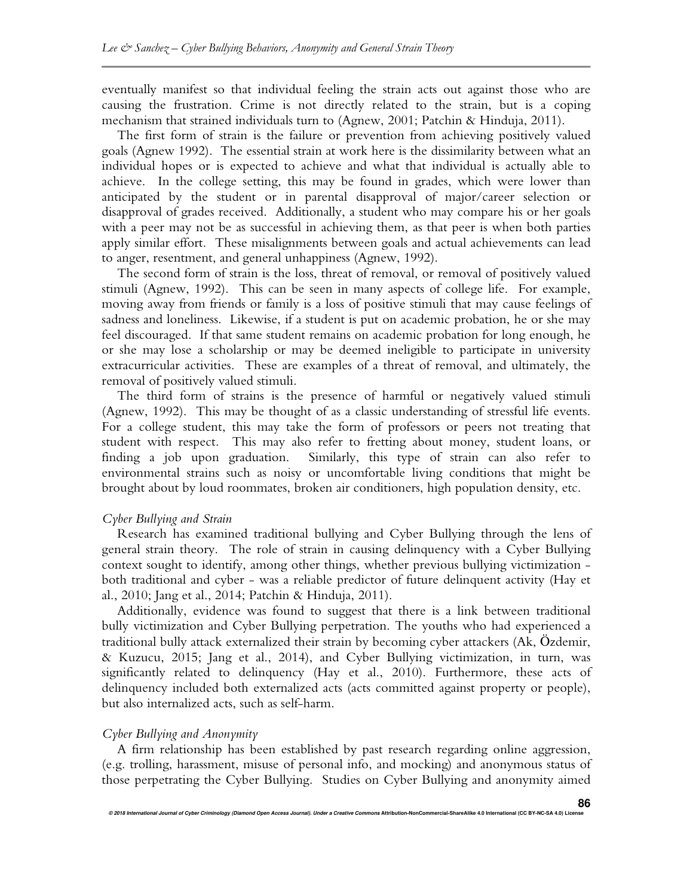eventually manifest so that individual feeling the strain acts out against those who are causing the frustration. Crime is not directly related to the strain, but is a coping mechanism that strained individuals turn to (Agnew, 2001; Patchin & Hinduja, 2011).

The first form of strain is the failure or prevention from achieving positively valued goals (Agnew 1992). The essential strain at work here is the dissimilarity between what an individual hopes or is expected to achieve and what that individual is actually able to achieve. In the college setting, this may be found in grades, which were lower than anticipated by the student or in parental disapproval of major/career selection or disapproval of grades received. Additionally, a student who may compare his or her goals with a peer may not be as successful in achieving them, as that peer is when both parties apply similar effort. These misalignments between goals and actual achievements can lead to anger, resentment, and general unhappiness (Agnew, 1992).

The second form of strain is the loss, threat of removal, or removal of positively valued stimuli (Agnew, 1992). This can be seen in many aspects of college life. For example, moving away from friends or family is a loss of positive stimuli that may cause feelings of sadness and loneliness. Likewise, if a student is put on academic probation, he or she may feel discouraged. If that same student remains on academic probation for long enough, he or she may lose a scholarship or may be deemed ineligible to participate in university extracurricular activities. These are examples of a threat of removal, and ultimately, the removal of positively valued stimuli.

The third form of strains is the presence of harmful or negatively valued stimuli (Agnew, 1992). This may be thought of as a classic understanding of stressful life events. For a college student, this may take the form of professors or peers not treating that student with respect. This may also refer to fretting about money, student loans, or finding a job upon graduation. Similarly, this type of strain can also refer to environmental strains such as noisy or uncomfortable living conditions that might be brought about by loud roommates, broken air conditioners, high population density, etc.

*Cyber Bullying and Strain*

Research has examined traditional bullying and Cyber Bullying through the lens of general strain theory. The role of strain in causing delinquency with a Cyber Bullying context sought to identify, among other things, whether previous bullying victimization - both traditional and cyber - was a reliable predictor of future delinquent activity (Hay et al., 2010; Jang et al., 2014; Patchin & Hinduja, 2011).

Additionally, evidence was found to suggest that there is a link between traditional bully victimization and Cyber Bullying perpetration. The youths who had experienced a traditional bully attack externalized their strain by becoming cyber attackers (Ak, Özdemir, & Kuzucu, 2015; Jang et al., 2014), and Cyber Bullying victimization, in turn, was significantly related to delinquency (Hay et al., 2010). Furthermore, these acts of delinquency included both externalized acts (acts committed against property or people), but also internalized acts, such as self-harm.

*Cyber Bullying and Anonymity*

A firm relationship has been established by past research regarding online aggression, (e.g. trolling, harassment, misuse of personal info, and mocking) and anonymous status of those perpetrating the Cyber Bullying. Studies on Cyber Bullying and anonymity aimed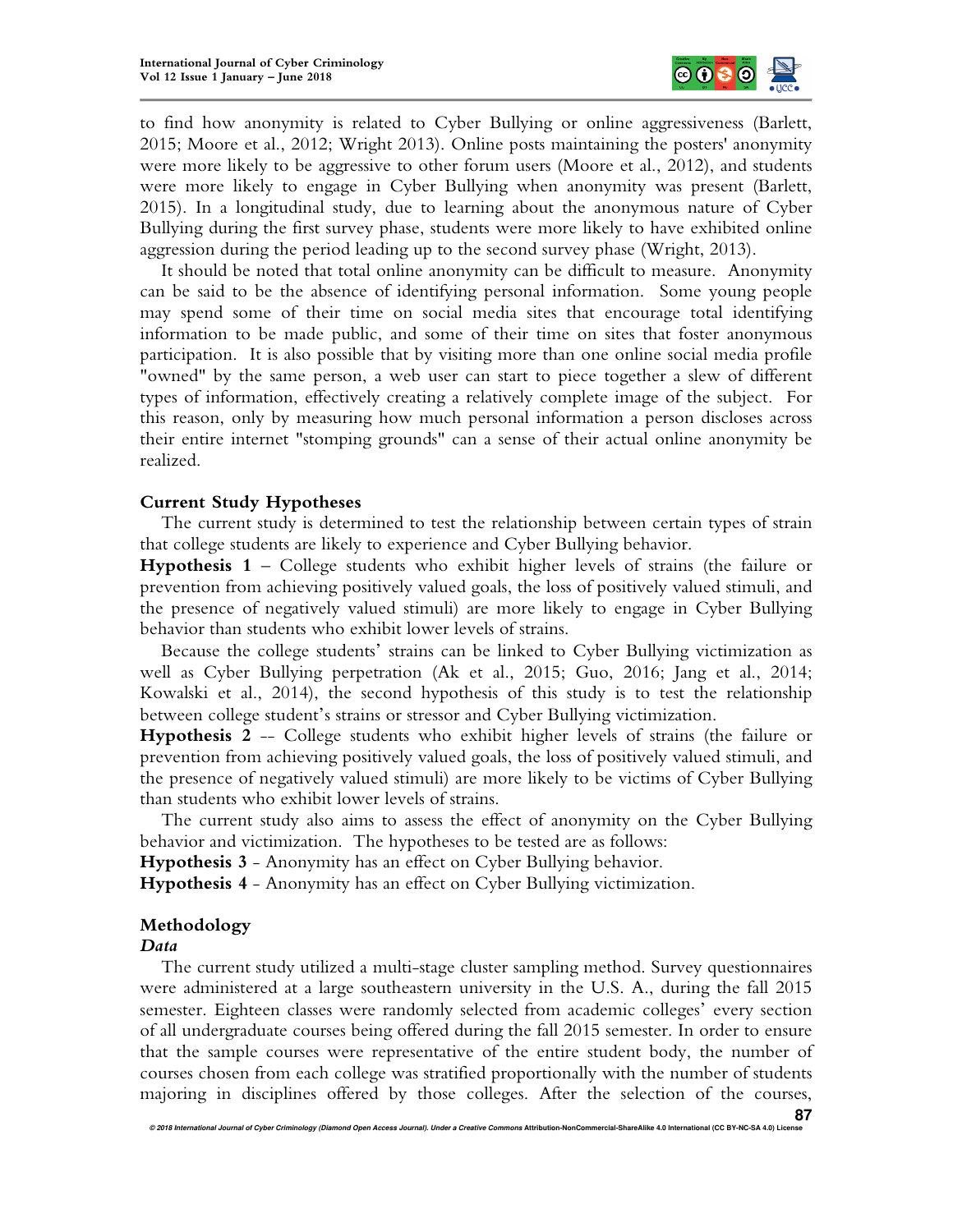to find how anonymity is related to Cyber Bullying or online aggressiveness (Barlett, 2015; Moore et al., 2012; Wright 2013). Online posts maintaining the posters' anonymity were more likely to be aggressive to other forum users (Moore et al., 2012), and students were more likely to engage in Cyber Bullying when anonymity was present (Barlett, 2015). In a longitudinal study, due to learning about the anonymous nature of Cyber Bullying during the first survey phase, students were more likely to have exhibited online aggression during the period leading up to the second survey phase (Wright, 2013).

It should be noted that total online anonymity can be difficult to measure. Anonymity can be said to be the absence of identifying personal information. Some young people may spend some of their time on social media sites that encourage total identifying information to be made public, and some of their time on sites that foster anonymous participation. It is also possible that by visiting more than one online social media profile "owned" by the same person, a web user can start to piece together a slew of different types of information, effectively creating a relatively complete image of the subject. For this reason, only by measuring how much personal information a person discloses across their entire internet "stomping grounds" can a sense of their actual online anonymity be realized.

### Current Study Hypotheses

The current study is determined to test the relationship between certain types of strain that college students are likely to experience and Cyber Bullying behavior.

**Hypothesis 1** – College students who exhibit higher levels of strains (the failure or prevention from achieving positively valued goals, the loss of positively valued stimuli, and the presence of negatively valued stimuli) are more likely to engage in Cyber Bullying behavior than students who exhibit lower levels of strains.

Because the college students' strains can be linked to Cyber Bullying victimization as well as Cyber Bullying perpetration (Ak et al., 2015; Guo, 2016; Jang et al., 2014; Kowalski et al., 2014), the second hypothesis of this study is to test the relationship between college student's strains or stressor and Cyber Bullying victimization.

**Hypothesis 2** -- College students who exhibit higher levels of strains (the failure or prevention from achieving positively valued goals, the loss of positively valued stimuli, and the presence of negatively valued stimuli) are more likely to be victims of Cyber Bullying than students who exhibit lower levels of strains.

The current study also aims to assess the effect of anonymity on the Cyber Bullying behavior and victimization. The hypotheses to be tested are as follows:

**Hypothesis 3** - Anonymity has an effect on Cyber Bullying behavior.

**Hypothesis 4** - Anonymity has an effect on Cyber Bullying victimization.

## Methodology

### *Data*

The current study utilized a multi-stage cluster sampling method. Survey questionnaires were administered at a large southeastern university in the U.S. A., during the fall 2015 semester. Eighteen classes were randomly selected from academic colleges' every section of all undergraduate courses being offered during the fall 2015 semester. In order to ensure that the sample courses were representative of the entire student body, the number of courses chosen from each college was stratified proportionally with the number of students majoring in disciplines offered by those colleges. After the selection of the courses,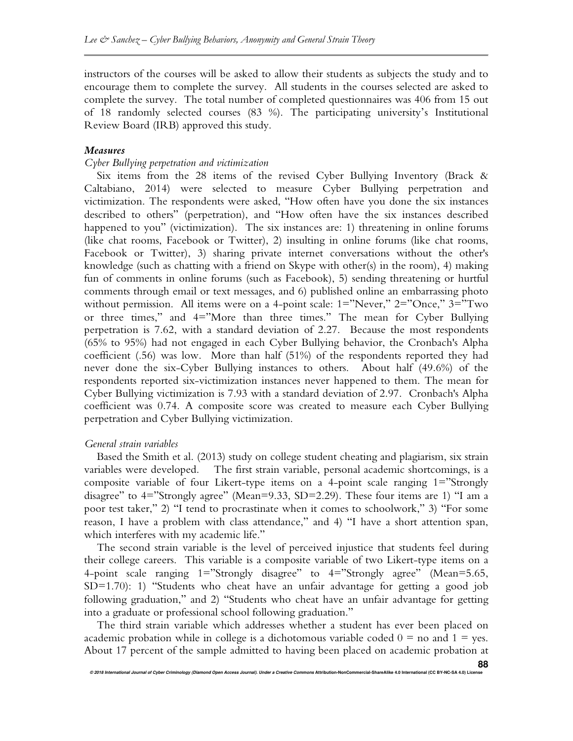instructors of the courses will be asked to allow their students as subjects the study and to encourage them to complete the survey. All students in the courses selected are asked to complete the survey. The total number of completed questionnaires was 406 from 15 out of 18 randomly selected courses (83 %). The participating university's Institutional Review Board (IRB) approved this study.

### *Measures*

*Cyber Bullying perpetration and victimization*

Six items from the 28 items of the revised Cyber Bullying Inventory (Brack & Caltabiano, 2014) were selected to measure Cyber Bullying perpetration and victimization. The respondents were asked, "How often have you done the six instances described to others" (perpetration), and "How often have the six instances described happened to you" (victimization). The six instances are: 1) threatening in online forums (like chat rooms, Facebook or Twitter), 2) insulting in online forums (like chat rooms, Facebook or Twitter), 3) sharing private internet conversations without the other's knowledge (such as chatting with a friend on Skype with other(s) in the room), 4) making fun of comments in online forums (such as Facebook), 5) sending threatening or hurtful comments through email or text messages, and 6) published online an embarrassing photo without permission. All items were on a 4-point scale: 1="Never," 2="Once," 3="Two or three times," and 4="More than three times." The mean for Cyber Bullying perpetration is 7.62, with a standard deviation of 2.27. Because the most respondents (65% to 95%) had not engaged in each Cyber Bullying behavior, the Cronbach's Alpha coefficient (.56) was low. More than half (51%) of the respondents reported they had never done the six-Cyber Bullying instances to others. About half (49.6%) of the respondents reported six-victimization instances never happened to them. The mean for Cyber Bullying victimization is 7.93 with a standard deviation of 2.97. Cronbach's Alpha coefficient was 0.74. A composite score was created to measure each Cyber Bullying perpetration and Cyber Bullying victimization.

*General strain variables*

Based the Smith et al. (2013) study on college student cheating and plagiarism, six strain variables were developed. The first strain variable, personal academic shortcomings, is a composite variable of four Likert-type items on a 4-point scale ranging 1="Strongly disagree" to 4="Strongly agree" (Mean=9.33, SD=2.29). These four items are 1) "I am a poor test taker," 2) "I tend to procrastinate when it comes to schoolwork," 3) "For some reason, I have a problem with class attendance," and 4) "I have a short attention span, which interferes with my academic life."

The second strain variable is the level of perceived injustice that students feel during their college careers. This variable is a composite variable of two Likert-type items on a 4-point scale ranging 1="Strongly disagree" to 4="Strongly agree" (Mean=5.65, SD=1.70): 1) "Students who cheat have an unfair advantage for getting a good job following graduation," and 2) "Students who cheat have an unfair advantage for getting into a graduate or professional school following graduation."

The third strain variable which addresses whether a student has ever been placed on academic probation while in college is a dichotomous variable coded 0 = no and 1 = yes. About 17 percent of the sample admitted to having been placed on academic probation at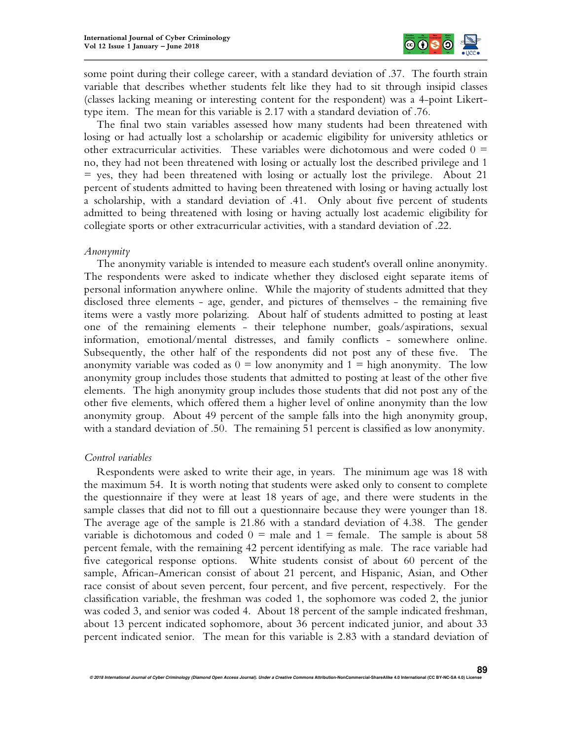some point during their college career, with a standard deviation of .37. The fourth strain variable that describes whether students felt like they had to sit through insipid classes (classes lacking meaning or interesting content for the respondent) was a 4-point Likert-type item. The mean for this variable is 2.17 with a standard deviation of .76.

The final two stain variables assessed how many students had been threatened with losing or had actually lost a scholarship or academic eligibility for university athletics or other extracurricular activities. These variables were dichotomous and were coded 0 = no, they had not been threatened with losing or actually lost the described privilege and 1 = yes, they had been threatened with losing or actually lost the privilege. About 21 percent of students admitted to having been threatened with losing or having actually lost a scholarship, with a standard deviation of .41. Only about five percent of students admitted to being threatened with losing or having actually lost academic eligibility for collegiate sports or other extracurricular activities, with a standard deviation of .22.

*Anonymity*

The anonymity variable is intended to measure each student's overall online anonymity. The respondents were asked to indicate whether they disclosed eight separate items of personal information anywhere online. While the majority of students admitted that they disclosed three elements - age, gender, and pictures of themselves - the remaining five items were a vastly more polarizing. About half of students admitted to posting at least one of the remaining elements - their telephone number, goals/aspirations, sexual information, emotional/mental distresses, and family conflicts - somewhere online. Subsequently, the other half of the respondents did not post any of these five. The anonymity variable was coded as 0 = low anonymity and 1 = high anonymity. The low anonymity group includes those students that admitted to posting at least of the other five elements. The high anonymity group includes those students that did not post any of the other five elements, which offered them a higher level of online anonymity than the low anonymity group. About 49 percent of the sample falls into the high anonymity group, with a standard deviation of .50. The remaining 51 percent is classified as low anonymity.

*Control variables*

Respondents were asked to write their age, in years. The minimum age was 18 with the maximum 54. It is worth noting that students were asked only to consent to complete the questionnaire if they were at least 18 years of age, and there were students in the sample classes that did not to fill out a questionnaire because they were younger than 18. The average age of the sample is 21.86 with a standard deviation of 4.38. The gender variable is dichotomous and coded 0 = male and 1 = female. The sample is about 58 percent female, with the remaining 42 percent identifying as male. The race variable had five categorical response options. White students consist of about 60 percent of the sample, African-American consist of about 21 percent, and Hispanic, Asian, and Other race consist of about seven percent, four percent, and five percent, respectively. For the classification variable, the freshman was coded 1, the sophomore was coded 2, the junior was coded 3, and senior was coded 4. About 18 percent of the sample indicated freshman, about 13 percent indicated sophomore, about 36 percent indicated junior, and about 33 percent indicated senior. The mean for this variable is 2.83 with a standard deviation of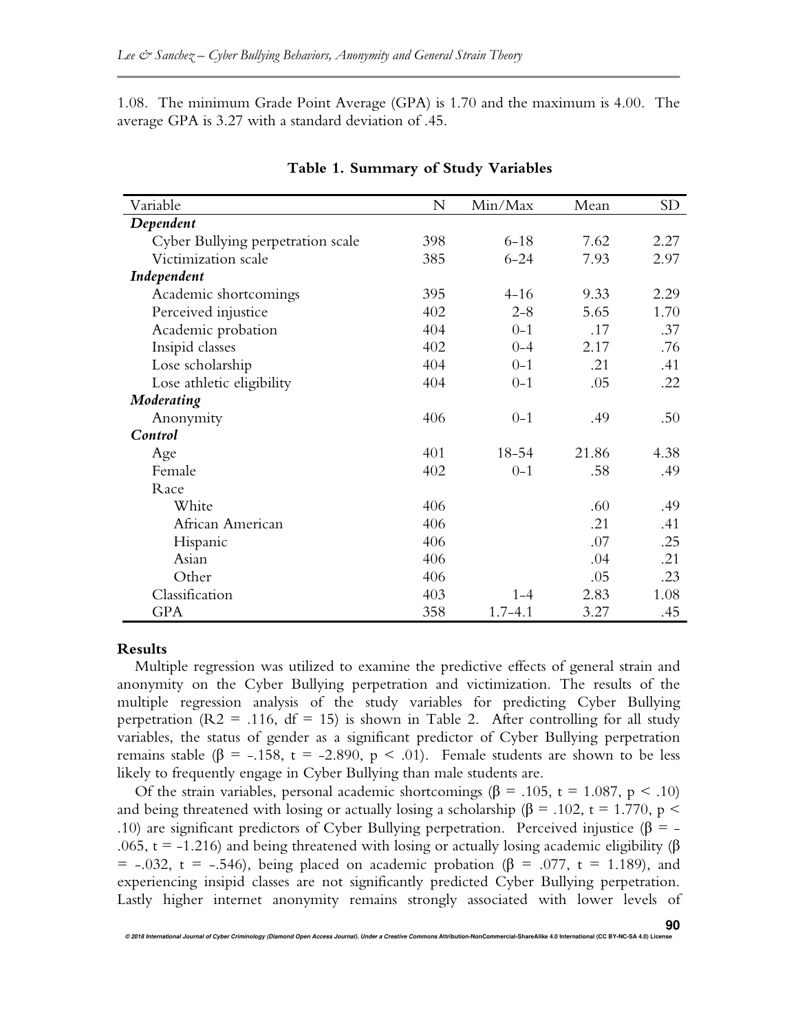1.08. The minimum Grade Point Average (GPA) is 1.70 and the maximum is 4.00. The average GPA is 3.27 with a standard deviation of .45.

**Table 1. Summary of Study Variables**

| Variable | N | Min/Max | Mean | SD |
|---|---|---|---|---|
| ***Dependent*** | | | | |
| Cyber Bullying perpetration scale | 398 | 6-18 | 7.62 | 2.27 |
| Victimization scale | 385 | 6-24 | 7.93 | 2.97 |
| ***Independent*** | | | | |
| Academic shortcomings | 395 | 4-16 | 9.33 | 2.29 |
| Perceived injustice | 402 | 2-8 | 5.65 | 1.70 |
| Academic probation | 404 | 0-1 | .17 | .37 |
| Insipid classes | 402 | 0-4 | 2.17 | .76 |
| Lose scholarship | 404 | 0-1 | .21 | .41 |
| Lose athletic eligibility | 404 | 0-1 | .05 | .22 |
| ***Moderating*** | | | | |
| Anonymity | 406 | 0-1 | .49 | .50 |
| ***Control*** | | | | |
| Age | 401 | 18-54 | 21.86 | 4.38 |
| Female | 402 | 0-1 | .58 | .49 |
| Race | | | | |
| White | 406 | | .60 | .49 |
| African American | 406 | | .21 | .41 |
| Hispanic | 406 | | .07 | .25 |
| Asian | 406 | | .04 | .21 |
| Other | 406 | | .05 | .23 |
| Classification | 403 | 1-4 | 2.83 | 1.08 |
| GPA | 358 | 1.7-4.1 | 3.27 | .45 |

**Results**

Multiple regression was utilized to examine the predictive effects of general strain and anonymity on the Cyber Bullying perpetration and victimization. The results of the multiple regression analysis of the study variables for predicting Cyber Bullying perpetration ($R2 = .116$, $df = 15$) is shown in Table 2. After controlling for all study variables, the status of gender as a significant predictor of Cyber Bullying perpetration remains stable ($\beta = -.158$, $t = -2.890$, $p < .01$). Female students are shown to be less likely to frequently engage in Cyber Bullying than male students are.

Of the strain variables, personal academic shortcomings ($\beta = .105$, $t = 1.087$, $p < .10$) and being threatened with losing or actually losing a scholarship ($\beta = .102$, $t = 1.770$, $p < .10$) are significant predictors of Cyber Bullying perpetration. Perceived injustice ($\beta = -.065$, $t = -1.216$) and being threatened with losing or actually losing academic eligibility ($\beta = -.032$, $t = -.546$), being placed on academic probation ($\beta = .077$, $t = 1.189$), and experiencing insipid classes are not significantly predicted Cyber Bullying perpetration. Lastly higher internet anonymity remains strongly associated with lower levels of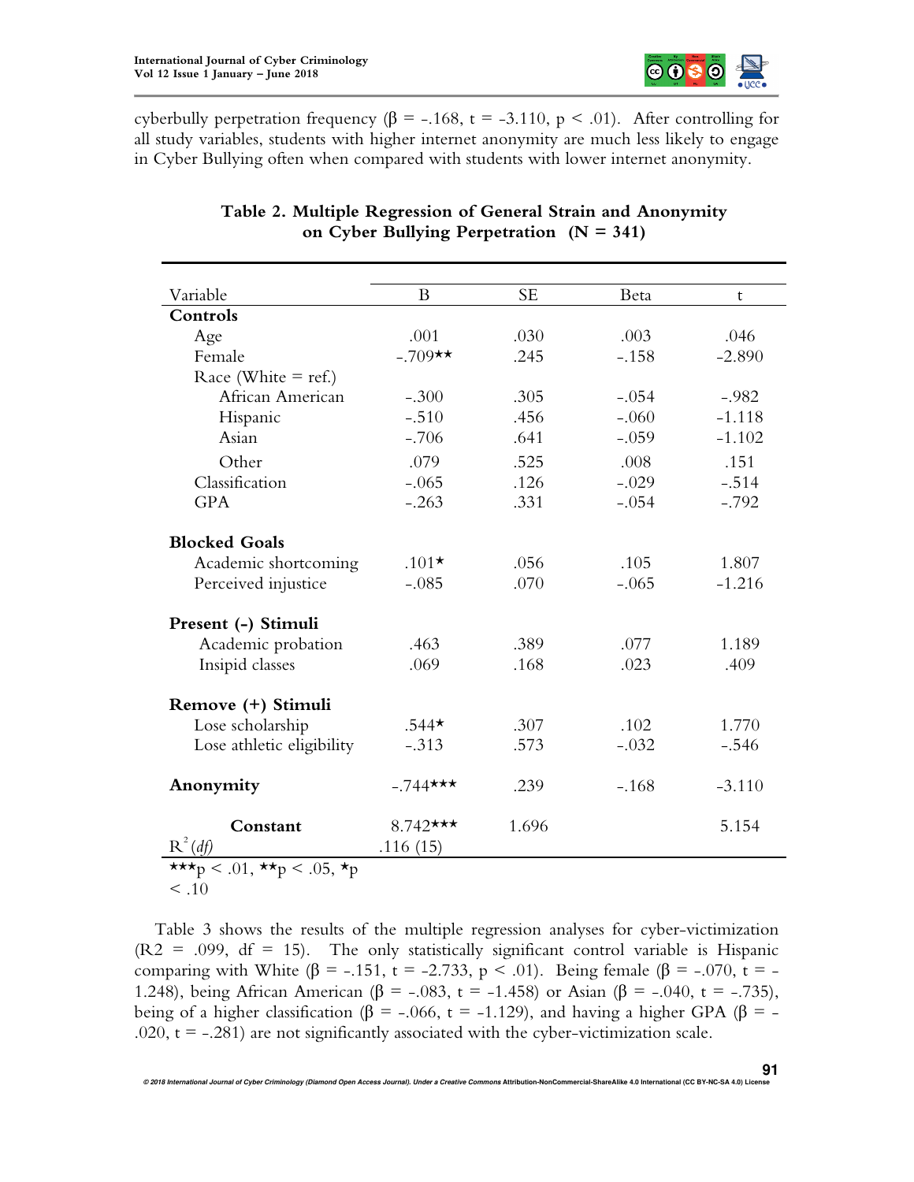cyberbully perpetration frequency (β = -.168, t = -3.110, p < .01). After controlling for all study variables, students with higher internet anonymity are much less likely to engage in Cyber Bullying often when compared with students with lower internet anonymity.

**Table 2. Multiple Regression of General Strain and Anonymity on Cyber Bullying Perpetration (N = 341)**

| Variable | B | SE | Beta | t |
|---|---|---|---|---|
| **Controls** | | | | |
| Age | .001 | .030 | .003 | .046 |
| Female | -.709** | .245 | -.158 | -2.890 |
| Race (White = ref.) | | | | |
| African American | -.300 | .305 | -.054 | -.982 |
| Hispanic | -.510 | .456 | -.060 | -1.118 |
| Asian | -.706 | .641 | -.059 | -1.102 |
| Other | .079 | .525 | .008 | .151 |
| Classification | -.065 | .126 | -.029 | -.514 |
| GPA | -.263 | .331 | -.054 | -.792 |
| **Blocked Goals** | | | | |
| Academic shortcoming | .101* | .056 | .105 | 1.807 |
| Perceived injustice | -.085 | .070 | -.065 | -1.216 |
| **Present (-) Stimuli** | | | | |
| Academic probation | .463 | .389 | .077 | 1.189 |
| Insipid classes | .069 | .168 | .023 | .409 |
| **Remove (+) Stimuli** | | | | |
| Lose scholarship | .544* | .307 | .102 | 1.770 |
| Lose athletic eligibility | -.313 | .573 | -.032 | -.546 |
| **Anonymity** | -.744*** | .239 | -.168 | -3.110 |
| **Constant** | 8.742*** | 1.696 | | 5.154 |
| $R^2$ (*df*) | .116 (15) | | | |

***p < .01, **p < .05, *p < .10

Table 3 shows the results of the multiple regression analyses for cyber-victimization (R2 = .099, df = 15). The only statistically significant control variable is Hispanic comparing with White (β = -.151, t = -2.733, p < .01). Being female (β = -.070, t = -1.248), being African American (β = -.083, t = -1.458) or Asian (β = -.040, t = -.735), being of a higher classification (β = -.066, t = -1.129), and having a higher GPA (β = -.020, t = -.281) are not significantly associated with the cyber-victimization scale.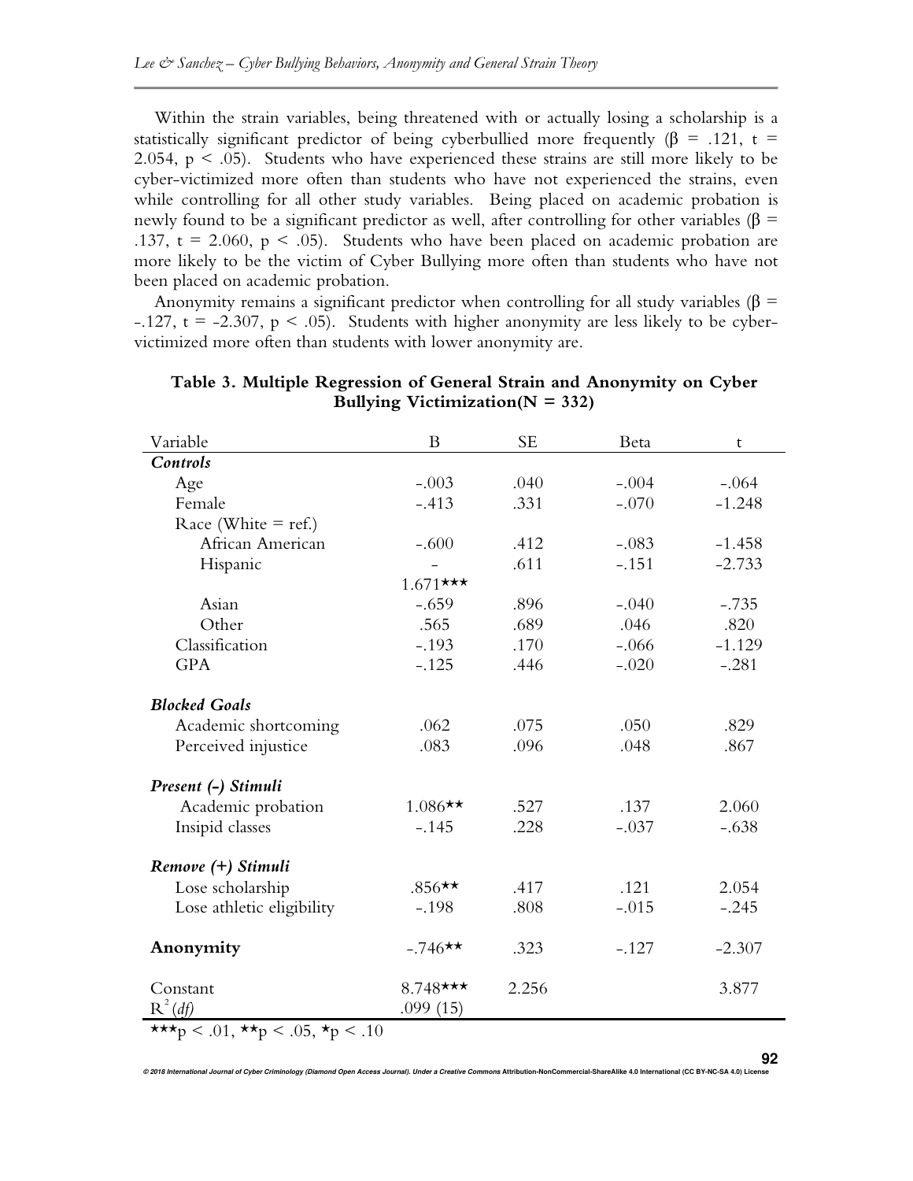Within the strain variables, being threatened with or actually losing a scholarship is a statistically significant predictor of being cyberbullied more frequently (β = .121, t = 2.054, $p < .05$). Students who have experienced these strains are still more likely to be cyber-victimized more often than students who have not experienced the strains, even while controlling for all other study variables. Being placed on academic probation is newly found to be a significant predictor as well, after controlling for other variables (β = .137, t = 2.060, $p < .05$). Students who have been placed on academic probation are more likely to be the victim of Cyber Bullying more often than students who have not been placed on academic probation.

Anonymity remains a significant predictor when controlling for all study variables (β = -.127, t = -2.307, $p < .05$). Students with higher anonymity are less likely to be cyber-victimized more often than students with lower anonymity are.

**Table 3. Multiple Regression of General Strain and Anonymity on Cyber Bullying Victimization(N = 332)**

| Variable | B | SE | Beta | t |
|---|---|---|---|---|
| ***Controls*** | | | | |
| Age | -.003 | .040 | -.004 | -.064 |
| Female | -.413 | .331 | -.070 | -1.248 |
| Race (White = ref.) | | | | |
| African American | -.600 | .412 | -.083 | -1.458 |
| Hispanic | -1.671*** | .611 | -.151 | -2.733 |
| Asian | -.659 | .896 | -.040 | -.735 |
| Other | .565 | .689 | .046 | .820 |
| Classification | -.193 | .170 | -.066 | -1.129 |
| GPA | -.125 | .446 | -.020 | -.281 |
| ***Blocked Goals*** | | | | |
| Academic shortcoming | .062 | .075 | .050 | .829 |
| Perceived injustice | .083 | .096 | .048 | .867 |
| ***Present (-) Stimuli*** | | | | |
| Academic probation | 1.086** | .527 | .137 | 2.060 |
| Insipid classes | -.145 | .228 | -.037 | -.638 |
| ***Remove (+) Stimuli*** | | | | |
| Lose scholarship | .856** | .417 | .121 | 2.054 |
| Lose athletic eligibility | -.198 | .808 | -.015 | -.245 |
| **Anonymity** | -.746** | .323 | -.127 | -2.307 |
| Constant | 8.748*** | 2.256 | | 3.877 |
| $R^2$ (*df*) | .099 (15) | | | |

***$p < .01$, **$p < .05$, *$p < .10$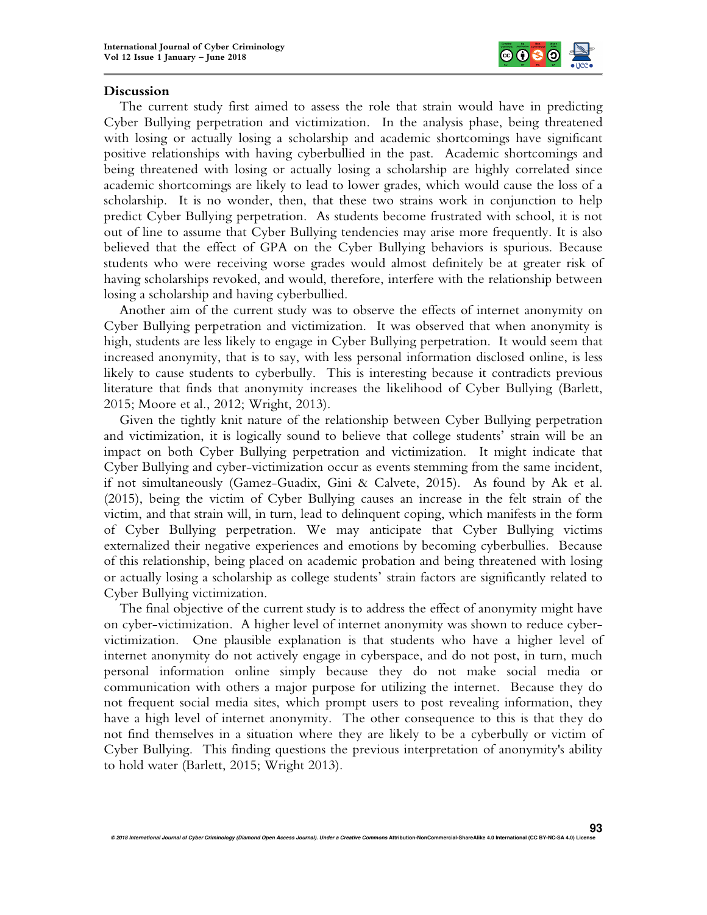## Discussion

The current study first aimed to assess the role that strain would have in predicting Cyber Bullying perpetration and victimization. In the analysis phase, being threatened with losing or actually losing a scholarship and academic shortcomings have significant positive relationships with having cyberbullied in the past. Academic shortcomings and being threatened with losing or actually losing a scholarship are highly correlated since academic shortcomings are likely to lead to lower grades, which would cause the loss of a scholarship. It is no wonder, then, that these two strains work in conjunction to help predict Cyber Bullying perpetration. As students become frustrated with school, it is not out of line to assume that Cyber Bullying tendencies may arise more frequently. It is also believed that the effect of GPA on the Cyber Bullying behaviors is spurious. Because students who were receiving worse grades would almost definitely be at greater risk of having scholarships revoked, and would, therefore, interfere with the relationship between losing a scholarship and having cyberbullied.

Another aim of the current study was to observe the effects of internet anonymity on Cyber Bullying perpetration and victimization. It was observed that when anonymity is high, students are less likely to engage in Cyber Bullying perpetration. It would seem that increased anonymity, that is to say, with less personal information disclosed online, is less likely to cause students to cyberbully. This is interesting because it contradicts previous literature that finds that anonymity increases the likelihood of Cyber Bullying (Barlett, 2015; Moore et al., 2012; Wright, 2013).

Given the tightly knit nature of the relationship between Cyber Bullying perpetration and victimization, it is logically sound to believe that college students' strain will be an impact on both Cyber Bullying perpetration and victimization. It might indicate that Cyber Bullying and cyber-victimization occur as events stemming from the same incident, if not simultaneously (Gamez-Guadix, Gini & Calvete, 2015). As found by Ak et al. (2015), being the victim of Cyber Bullying causes an increase in the felt strain of the victim, and that strain will, in turn, lead to delinquent coping, which manifests in the form of Cyber Bullying perpetration. We may anticipate that Cyber Bullying victims externalized their negative experiences and emotions by becoming cyberbullies. Because of this relationship, being placed on academic probation and being threatened with losing or actually losing a scholarship as college students' strain factors are significantly related to Cyber Bullying victimization.

The final objective of the current study is to address the effect of anonymity might have on cyber-victimization. A higher level of internet anonymity was shown to reduce cyber-victimization. One plausible explanation is that students who have a higher level of internet anonymity do not actively engage in cyberspace, and do not post, in turn, much personal information online simply because they do not make social media or communication with others a major purpose for utilizing the internet. Because they do not frequent social media sites, which prompt users to post revealing information, they have a high level of internet anonymity. The other consequence to this is that they do not find themselves in a situation where they are likely to be a cyberbully or victim of Cyber Bullying. This finding questions the previous interpretation of anonymity's ability to hold water (Barlett, 2015; Wright 2013).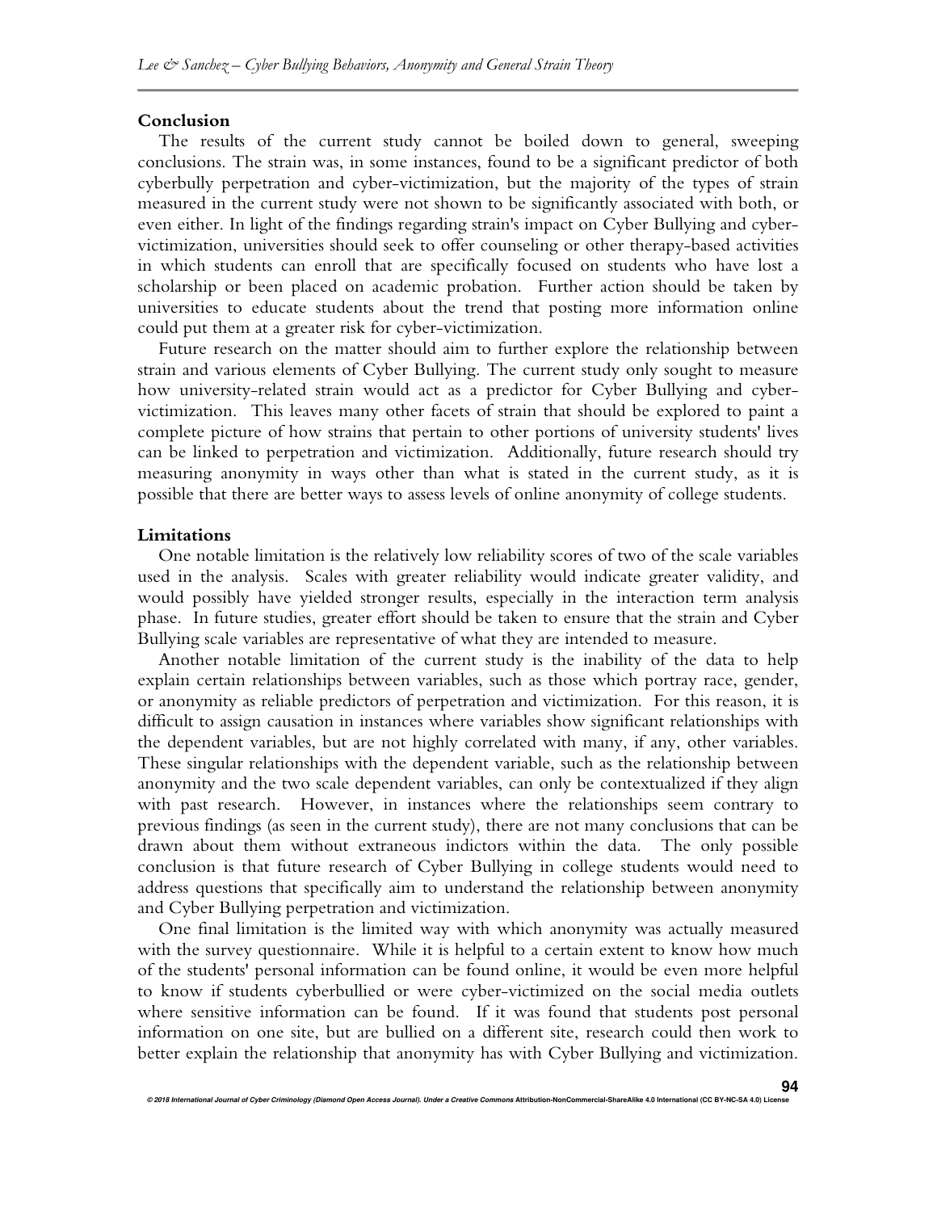## Conclusion

The results of the current study cannot be boiled down to general, sweeping conclusions. The strain was, in some instances, found to be a significant predictor of both cyberbully perpetration and cyber-victimization, but the majority of the types of strain measured in the current study were not shown to be significantly associated with both, or even either. In light of the findings regarding strain's impact on Cyber Bullying and cyber-victimization, universities should seek to offer counseling or other therapy-based activities in which students can enroll that are specifically focused on students who have lost a scholarship or been placed on academic probation. Further action should be taken by universities to educate students about the trend that posting more information online could put them at a greater risk for cyber-victimization.

Future research on the matter should aim to further explore the relationship between strain and various elements of Cyber Bullying. The current study only sought to measure how university-related strain would act as a predictor for Cyber Bullying and cyber-victimization. This leaves many other facets of strain that should be explored to paint a complete picture of how strains that pertain to other portions of university students' lives can be linked to perpetration and victimization. Additionally, future research should try measuring anonymity in ways other than what is stated in the current study, as it is possible that there are better ways to assess levels of online anonymity of college students.

## Limitations

One notable limitation is the relatively low reliability scores of two of the scale variables used in the analysis. Scales with greater reliability would indicate greater validity, and would possibly have yielded stronger results, especially in the interaction term analysis phase. In future studies, greater effort should be taken to ensure that the strain and Cyber Bullying scale variables are representative of what they are intended to measure.

Another notable limitation of the current study is the inability of the data to help explain certain relationships between variables, such as those which portray race, gender, or anonymity as reliable predictors of perpetration and victimization. For this reason, it is difficult to assign causation in instances where variables show significant relationships with the dependent variables, but are not highly correlated with many, if any, other variables. These singular relationships with the dependent variable, such as the relationship between anonymity and the two scale dependent variables, can only be contextualized if they align with past research. However, in instances where the relationships seem contrary to previous findings (as seen in the current study), there are not many conclusions that can be drawn about them without extraneous indictors within the data. The only possible conclusion is that future research of Cyber Bullying in college students would need to address questions that specifically aim to understand the relationship between anonymity and Cyber Bullying perpetration and victimization.

One final limitation is the limited way with which anonymity was actually measured with the survey questionnaire. While it is helpful to a certain extent to know how much of the students' personal information can be found online, it would be even more helpful to know if students cyberbullied or were cyber-victimized on the social media outlets where sensitive information can be found. If it was found that students post personal information on one site, but are bullied on a different site, research could then work to better explain the relationship that anonymity has with Cyber Bullying and victimization.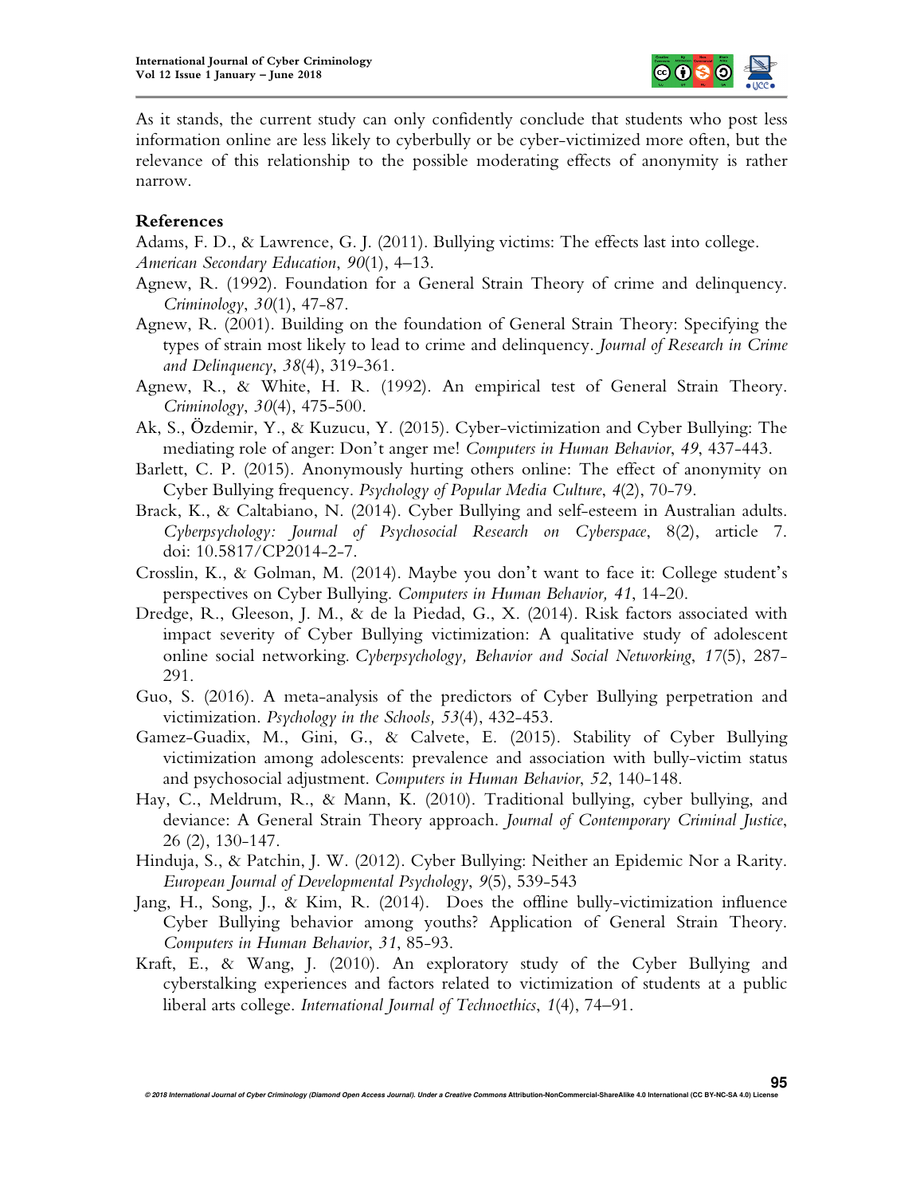As it stands, the current study can only confidently conclude that students who post less information online are less likely to cyberbully or be cyber-victimized more often, but the relevance of this relationship to the possible moderating effects of anonymity is rather narrow.

## References

Adams, F. D., & Lawrence, G. J. (2011). Bullying victims: The effects last into college. *American Secondary Education*, *90*(1), 4–13.

Agnew, R. (1992). Foundation for a General Strain Theory of crime and delinquency. *Criminology*, *30*(1), 47-87.

Agnew, R. (2001). Building on the foundation of General Strain Theory: Specifying the types of strain most likely to lead to crime and delinquency. *Journal of Research in Crime and Delinquency*, *38*(4), 319-361.

Agnew, R., & White, H. R. (1992). An empirical test of General Strain Theory. *Criminology*, *30*(4), 475-500.

Ak, S., Özdemir, Y., & Kuzucu, Y. (2015). Cyber-victimization and Cyber Bullying: The mediating role of anger: Don't anger me! *Computers in Human Behavior*, *49*, 437-443.

Barlett, C. P. (2015). Anonymously hurting others online: The effect of anonymity on Cyber Bullying frequency. *Psychology of Popular Media Culture*, *4*(2), 70-79.

Brack, K., & Caltabiano, N. (2014). Cyber Bullying and self-esteem in Australian adults. *Cyberpsychology: Journal of Psychosocial Research on Cyberspace*, 8(2), article 7. doi: 10.5817/CP2014-2-7.

Crosslin, K., & Golman, M. (2014). Maybe you don't want to face it: College student's perspectives on Cyber Bullying. *Computers in Human Behavior, 41*, 14-20.

Dredge, R., Gleeson, J. M., & de la Piedad, G., X. (2014). Risk factors associated with impact severity of Cyber Bullying victimization: A qualitative study of adolescent online social networking. *Cyberpsychology, Behavior and Social Networking*, *17*(5), 287-291.

Guo, S. (2016). A meta-analysis of the predictors of Cyber Bullying perpetration and victimization. *Psychology in the Schools, 53*(4), 432-453.

Gamez-Guadix, M., Gini, G., & Calvete, E. (2015). Stability of Cyber Bullying victimization among adolescents: prevalence and association with bully-victim status and psychosocial adjustment. *Computers in Human Behavior*, *52*, 140-148.

Hay, C., Meldrum, R., & Mann, K. (2010). Traditional bullying, cyber bullying, and deviance: A General Strain Theory approach. *Journal of Contemporary Criminal Justice*, 26 (2), 130-147.

Hinduja, S., & Patchin, J. W. (2012). Cyber Bullying: Neither an Epidemic Nor a Rarity. *European Journal of Developmental Psychology*, *9*(5), 539-543

Jang, H., Song, J., & Kim, R. (2014). Does the offline bully-victimization influence Cyber Bullying behavior among youths? Application of General Strain Theory. *Computers in Human Behavior*, *31*, 85-93.

Kraft, E., & Wang, J. (2010). An exploratory study of the Cyber Bullying and cyberstalking experiences and factors related to victimization of students at a public liberal arts college. *International Journal of Technoethics*, *1*(4), 74–91.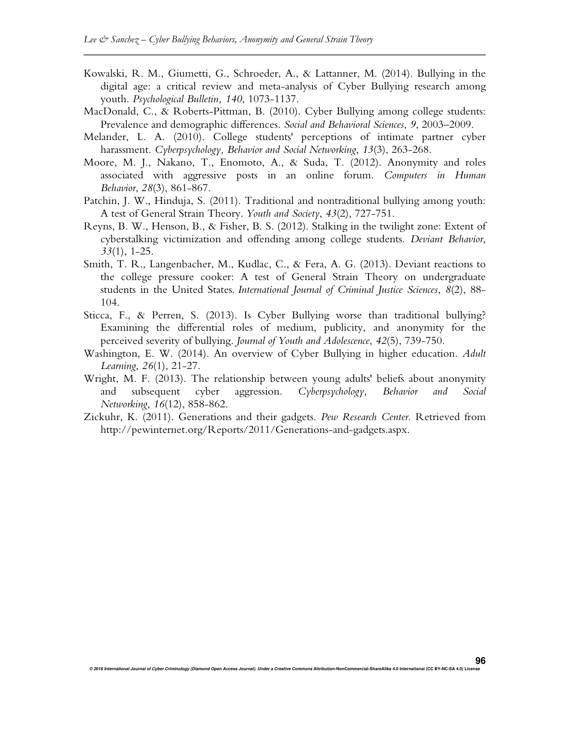Kowalski, R. M., Giumetti, G., Schroeder, A., & Lattanner, M. (2014). Bullying in the digital age: a critical review and meta-analysis of Cyber Bullying research among youth. *Psychological Bulletin, 140*, 1073-1137.

MacDonald, C., & Roberts-Pittman, B. (2010). Cyber Bullying among college students: Prevalence and demographic differences. *Social and Behavioral Sciences*, *9*, 2003–2009.

Melander, L. A. (2010). College students' perceptions of intimate partner cyber harassment. *Cyberpsychology, Behavior and Social Networking*, *13*(3), 263-268.

Moore, M. J., Nakano, T., Enomoto, A., & Suda, T. (2012). Anonymity and roles associated with aggressive posts in an online forum. *Computers in Human Behavior*, *28*(3), 861-867.

Patchin, J. W., Hinduja, S. (2011). Traditional and nontraditional bullying among youth: A test of General Strain Theory. *Youth and Society*, *43*(2), 727-751.

Reyns, B. W., Henson, B., & Fisher, B. S. (2012). Stalking in the twilight zone: Extent of cyberstalking victimization and offending among college students. *Deviant Behavior*, *33*(1), 1-25.

Smith, T. R., Langenbacher, M., Kudlac, C., & Fera, A. G. (2013). Deviant reactions to the college pressure cooker: A test of General Strain Theory on undergraduate students in the United States. *International Journal of Criminal Justice Sciences*, *8*(2), 88-104.

Sticca, F., & Perren, S. (2013). Is Cyber Bullying worse than traditional bullying? Examining the differential roles of medium, publicity, and anonymity for the perceived severity of bullying. *Journal of Youth and Adolescence*, *42*(5), 739-750.

Washington, E. W. (2014). An overview of Cyber Bullying in higher education. *Adult Learning*, *26*(1), 21-27.

Wright, M. F. (2013). The relationship between young adults' beliefs about anonymity and subsequent cyber aggression. *Cyberpsychology, Behavior and Social Networking*, *16*(12), 858-862.

Zickuhr, K. (2011). Generations and their gadgets. *Pew Research Center*. Retrieved from http://pewinternet.org/Reports/2011/Generations-and-gadgets.aspx.